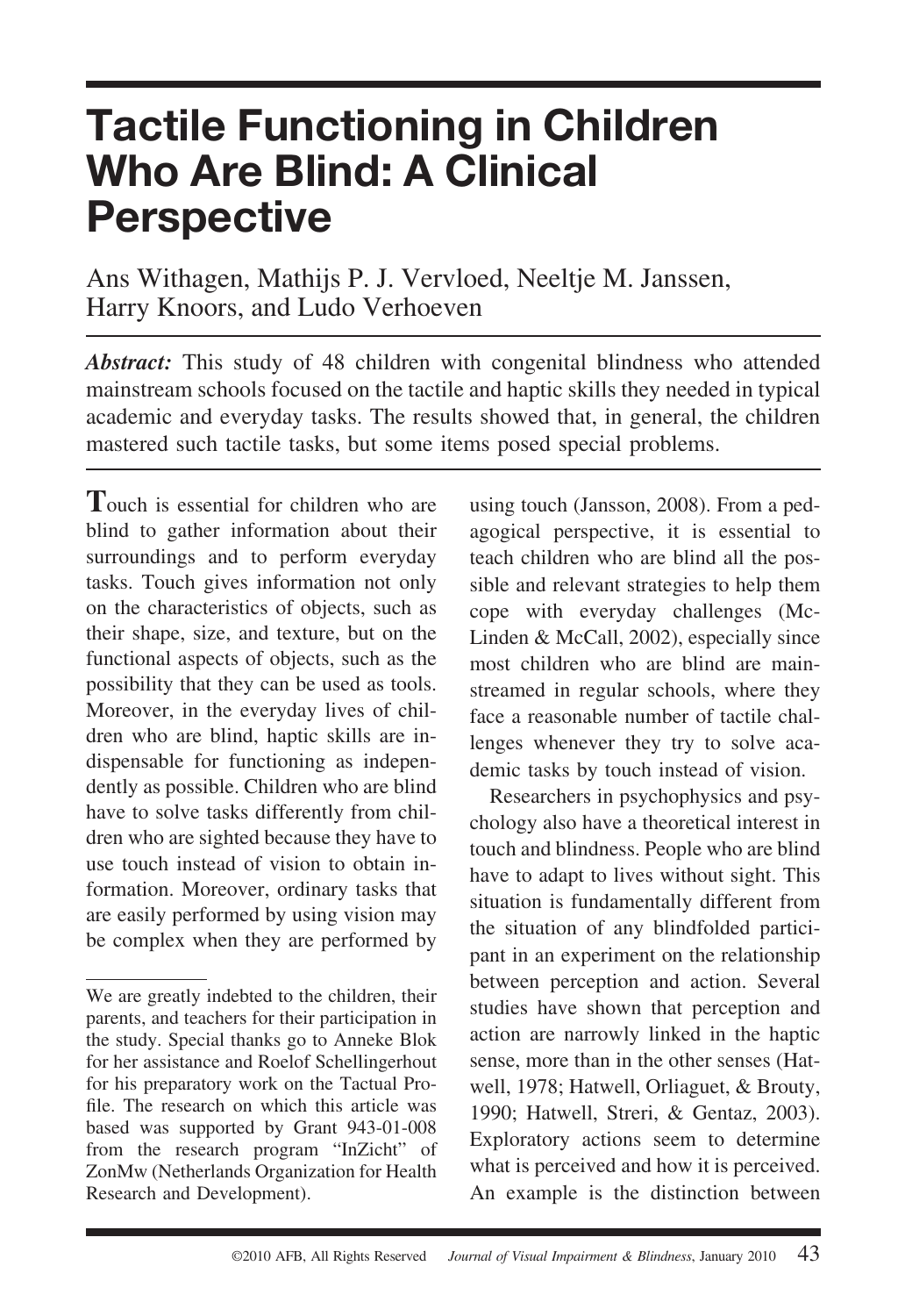# Tactile Functioning in Children Who Are Blind: A Clinical Perspective

Ans Withagen, Mathijs P. J. Vervloed, Neeltje M. Janssen, Harry Knoors, and Ludo Verhoeven

***Abstract:*** This study of 48 children with congenital blindness who attended mainstream schools focused on the tactile and haptic skills they needed in typical academic and everyday tasks. The results showed that, in general, the children mastered such tactile tasks, but some items posed special problems.

**T**ouch is essential for children who are blind to gather information about their surroundings and to perform everyday tasks. Touch gives information not only on the characteristics of objects, such as their shape, size, and texture, but on the functional aspects of objects, such as the possibility that they can be used as tools. Moreover, in the everyday lives of children who are blind, haptic skills are indispensable for functioning as independently as possible. Children who are blind have to solve tasks differently from children who are sighted because they have to use touch instead of vision to obtain information. Moreover, ordinary tasks that are easily performed by using vision may be complex when they are performed by using touch (Jansson, 2008). From a pedagogical perspective, it is essential to teach children who are blind all the possible and relevant strategies to help them cope with everyday challenges (McLinden & McCall, 2002), especially since most children who are blind are mainstreamed in regular schools, where they face a reasonable number of tactile challenges whenever they try to solve academic tasks by touch instead of vision.

Researchers in psychophysics and psychology also have a theoretical interest in touch and blindness. People who are blind have to adapt to lives without sight. This situation is fundamentally different from the situation of any blindfolded participant in an experiment on the relationship between perception and action. Several studies have shown that perception and action are narrowly linked in the haptic sense, more than in the other senses (Hatwell, 1978; Hatwell, Orliaguet, & Brouty, 1990; Hatwell, Streri, & Gentaz, 2003). Exploratory actions seem to determine what is perceived and how it is perceived. An example is the distinction between

---

We are greatly indebted to the children, their parents, and teachers for their participation in the study. Special thanks go to Anneke Blok for her assistance and Roelof Schellingerhout for his preparatory work on the Tactual Profile. The research on which this article was based was supported by Grant 943-01-008 from the research program "InZicht" of ZonMw (Netherlands Organization for Health Research and Development).

©2010 AFB, All Rights Reserved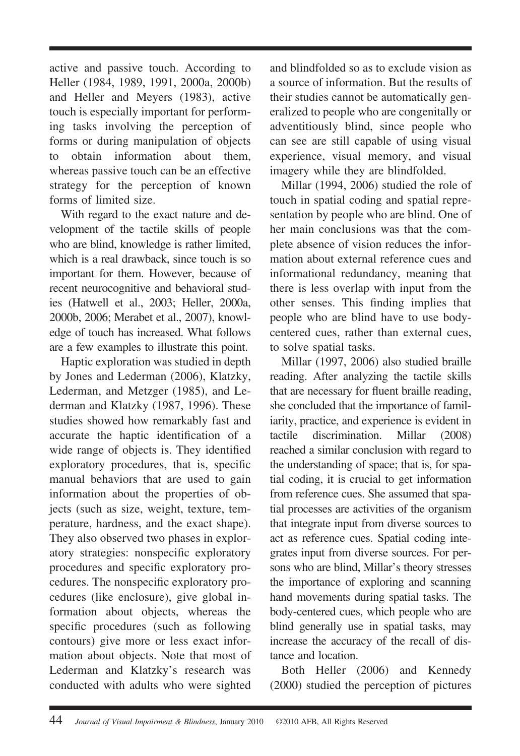active and passive touch. According to Heller (1984, 1989, 1991, 2000a, 2000b) and Heller and Meyers (1983), active touch is especially important for performing tasks involving the perception of forms or during manipulation of objects to obtain information about them, whereas passive touch can be an effective strategy for the perception of known forms of limited size.

With regard to the exact nature and development of the tactile skills of people who are blind, knowledge is rather limited, which is a real drawback, since touch is so important for them. However, because of recent neurocognitive and behavioral studies (Hatwell et al., 2003; Heller, 2000a, 2000b, 2006; Merabet et al., 2007), knowledge of touch has increased. What follows are a few examples to illustrate this point.

Haptic exploration was studied in depth by Jones and Lederman (2006), Klatzky, Lederman, and Metzger (1985), and Lederman and Klatzky (1987, 1996). These studies showed how remarkably fast and accurate the haptic identification of a wide range of objects is. They identified exploratory procedures, that is, specific manual behaviors that are used to gain information about the properties of objects (such as size, weight, texture, temperature, hardness, and the exact shape). They also observed two phases in exploratory strategies: nonspecific exploratory procedures and specific exploratory procedures. The nonspecific exploratory procedures (like enclosure), give global information about objects, whereas the specific procedures (such as following contours) give more or less exact information about objects. Note that most of Lederman and Klatzky's research was conducted with adults who were sighted and blindfolded so as to exclude vision as a source of information. But the results of their studies cannot be automatically generalized to people who are congenitally or adventitiously blind, since people who can see are still capable of using visual experience, visual memory, and visual imagery while they are blindfolded.

Millar (1994, 2006) studied the role of touch in spatial coding and spatial representation by people who are blind. One of her main conclusions was that the complete absence of vision reduces the information about external reference cues and informational redundancy, meaning that there is less overlap with input from the other senses. This finding implies that people who are blind have to use body-centered cues, rather than external cues, to solve spatial tasks.

Millar (1997, 2006) also studied braille reading. After analyzing the tactile skills that are necessary for fluent braille reading, she concluded that the importance of familiarity, practice, and experience is evident in tactile discrimination. Millar (2008) reached a similar conclusion with regard to the understanding of space; that is, for spatial coding, it is crucial to get information from reference cues. She assumed that spatial processes are activities of the organism that integrate input from diverse sources to act as reference cues. Spatial coding integrates input from diverse sources. For persons who are blind, Millar's theory stresses the importance of exploring and scanning hand movements during spatial tasks. The body-centered cues, which people who are blind generally use in spatial tasks, may increase the accuracy of the recall of distance and location.

Both Heller (2006) and Kennedy (2000) studied the perception of pictures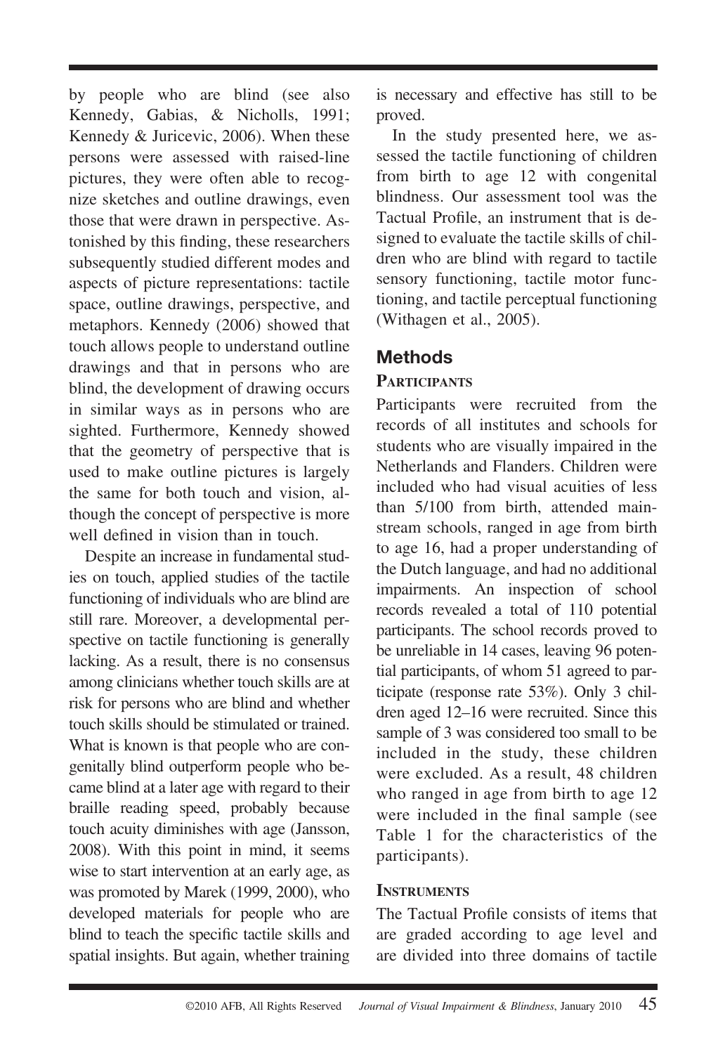by people who are blind (see also Kennedy, Gabias, & Nicholls, 1991; Kennedy & Juricevic, 2006). When these persons were assessed with raised-line pictures, they were often able to recognize sketches and outline drawings, even those that were drawn in perspective. Astonished by this finding, these researchers subsequently studied different modes and aspects of picture representations: tactile space, outline drawings, perspective, and metaphors. Kennedy (2006) showed that touch allows people to understand outline drawings and that in persons who are blind, the development of drawing occurs in similar ways as in persons who are sighted. Furthermore, Kennedy showed that the geometry of perspective that is used to make outline pictures is largely the same for both touch and vision, although the concept of perspective is more well defined in vision than in touch.

Despite an increase in fundamental studies on touch, applied studies of the tactile functioning of individuals who are blind are still rare. Moreover, a developmental perspective on tactile functioning is generally lacking. As a result, there is no consensus among clinicians whether touch skills are at risk for persons who are blind and whether touch skills should be stimulated or trained. What is known is that people who are congenitally blind outperform people who became blind at a later age with regard to their braille reading speed, probably because touch acuity diminishes with age (Jansson, 2008). With this point in mind, it seems wise to start intervention at an early age, as was promoted by Marek (1999, 2000), who developed materials for people who are blind to teach the specific tactile skills and spatial insights. But again, whether training is necessary and effective has still to be proved.

In the study presented here, we assessed the tactile functioning of children from birth to age 12 with congenital blindness. Our assessment tool was the Tactual Profile, an instrument that is designed to evaluate the tactile skills of children who are blind with regard to tactile sensory functioning, tactile motor functioning, and tactile perceptual functioning (Withagen et al., 2005).

## Methods

### Participants

Participants were recruited from the records of all institutes and schools for students who are visually impaired in the Netherlands and Flanders. Children were included who had visual acuities of less than 5/100 from birth, attended mainstream schools, ranged in age from birth to age 16, had a proper understanding of the Dutch language, and had no additional impairments. An inspection of school records revealed a total of 110 potential participants. The school records proved to be unreliable in 14 cases, leaving 96 potential participants, of whom 51 agreed to participate (response rate 53%). Only 3 children aged 12–16 were recruited. Since this sample of 3 was considered too small to be included in the study, these children were excluded. As a result, 48 children who ranged in age from birth to age 12 were included in the final sample (see Table 1 for the characteristics of the participants).

### Instruments

The Tactual Profile consists of items that are graded according to age level and are divided into three domains of tactile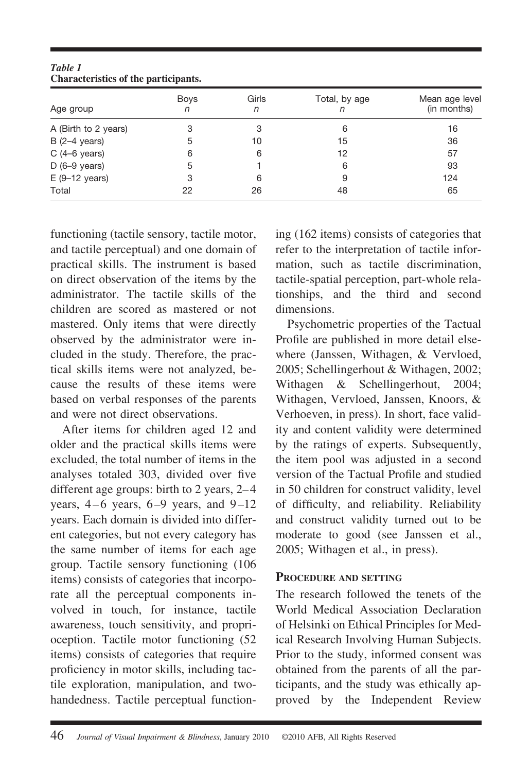*Table 1*
**Characteristics of the participants.**

| Age group | Boys *n* | Girls *n* | Total, by age *n* | Mean age level (in months) |
|---|---|---|---|---|
| A (Birth to 2 years) | 3 | 3 | 6 | 16 |
| B (2–4 years) | 5 | 10 | 15 | 36 |
| C (4–6 years) | 6 | 6 | 12 | 57 |
| D (6–9 years) | 5 | 1 | 6 | 93 |
| E (9–12 years) | 3 | 6 | 9 | 124 |
| Total | 22 | 26 | 48 | 65 |

functioning (tactile sensory, tactile motor, and tactile perceptual) and one domain of practical skills. The instrument is based on direct observation of the items by the administrator. The tactile skills of the children are scored as mastered or not mastered. Only items that were directly observed by the administrator were included in the study. Therefore, the practical skills items were not analyzed, because the results of these items were based on verbal responses of the parents and were not direct observations.

After items for children aged 12 and older and the practical skills items were excluded, the total number of items in the analyses totaled 303, divided over five different age groups: birth to 2 years, 2–4 years, 4–6 years, 6–9 years, and 9–12 years. Each domain is divided into different categories, but not every category has the same number of items for each age group. Tactile sensory functioning (106 items) consists of categories that incorporate all the perceptual components involved in touch, for instance, tactile awareness, touch sensitivity, and proprioception. Tactile motor functioning (52 items) consists of categories that require proficiency in motor skills, including tactile exploration, manipulation, and two-handedness. Tactile perceptual functioning (162 items) consists of categories that refer to the interpretation of tactile information, such as tactile discrimination, tactile-spatial perception, part-whole relationships, and the third and second dimensions.

Psychometric properties of the Tactual Profile are published in more detail elsewhere (Janssen, Withagen, & Vervloed, 2005; Schellingerhout & Withagen, 2002; Withagen & Schellingerhout, 2004; Withagen, Vervloed, Janssen, Knoors, & Verhoeven, in press). In short, face validity and content validity were determined by the ratings of experts. Subsequently, the item pool was adjusted in a second version of the Tactual Profile and studied in 50 children for construct validity, level of difficulty, and reliability. Reliability and construct validity turned out to be moderate to good (see Janssen et al., 2005; Withagen et al., in press).

### Procedure and setting

The research followed the tenets of the World Medical Association Declaration of Helsinki on Ethical Principles for Medical Research Involving Human Subjects. Prior to the study, informed consent was obtained from the parents of all the participants, and the study was ethically approved by the Independent Review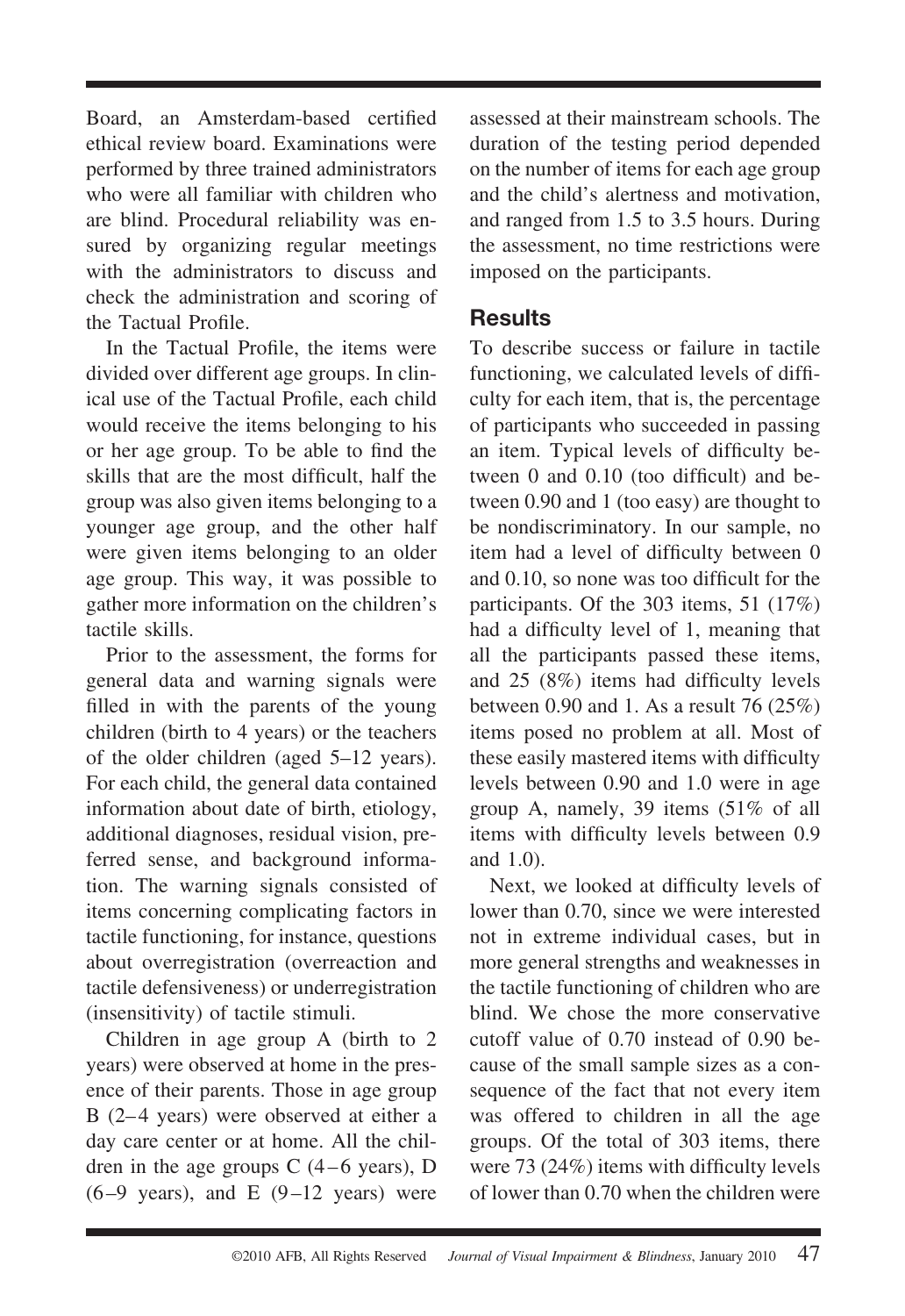Board, an Amsterdam-based certified ethical review board. Examinations were performed by three trained administrators who were all familiar with children who are blind. Procedural reliability was ensured by organizing regular meetings with the administrators to discuss and check the administration and scoring of the Tactual Profile.

In the Tactual Profile, the items were divided over different age groups. In clinical use of the Tactual Profile, each child would receive the items belonging to his or her age group. To be able to find the skills that are the most difficult, half the group was also given items belonging to a younger age group, and the other half were given items belonging to an older age group. This way, it was possible to gather more information on the children's tactile skills.

Prior to the assessment, the forms for general data and warning signals were filled in with the parents of the young children (birth to 4 years) or the teachers of the older children (aged 5–12 years). For each child, the general data contained information about date of birth, etiology, additional diagnoses, residual vision, preferred sense, and background information. The warning signals consisted of items concerning complicating factors in tactile functioning, for instance, questions about overregistration (overreaction and tactile defensiveness) or underregistration (insensitivity) of tactile stimuli.

Children in age group A (birth to 2 years) were observed at home in the presence of their parents. Those in age group B (2–4 years) were observed at either a day care center or at home. All the children in the age groups C (4–6 years), D (6–9 years), and E (9–12 years) were assessed at their mainstream schools. The duration of the testing period depended on the number of items for each age group and the child's alertness and motivation, and ranged from 1.5 to 3.5 hours. During the assessment, no time restrictions were imposed on the participants.

## Results

To describe success or failure in tactile functioning, we calculated levels of difficulty for each item, that is, the percentage of participants who succeeded in passing an item. Typical levels of difficulty between 0 and 0.10 (too difficult) and between 0.90 and 1 (too easy) are thought to be nondiscriminatory. In our sample, no item had a level of difficulty between 0 and 0.10, so none was too difficult for the participants. Of the 303 items, 51 (17%) had a difficulty level of 1, meaning that all the participants passed these items, and 25 (8%) items had difficulty levels between 0.90 and 1. As a result 76 (25%) items posed no problem at all. Most of these easily mastered items with difficulty levels between 0.90 and 1.0 were in age group A, namely, 39 items (51% of all items with difficulty levels between 0.9 and 1.0).

Next, we looked at difficulty levels of lower than 0.70, since we were interested not in extreme individual cases, but in more general strengths and weaknesses in the tactile functioning of children who are blind. We chose the more conservative cutoff value of 0.70 instead of 0.90 because of the small sample sizes as a consequence of the fact that not every item was offered to children in all the age groups. Of the total of 303 items, there were 73 (24%) items with difficulty levels of lower than 0.70 when the children were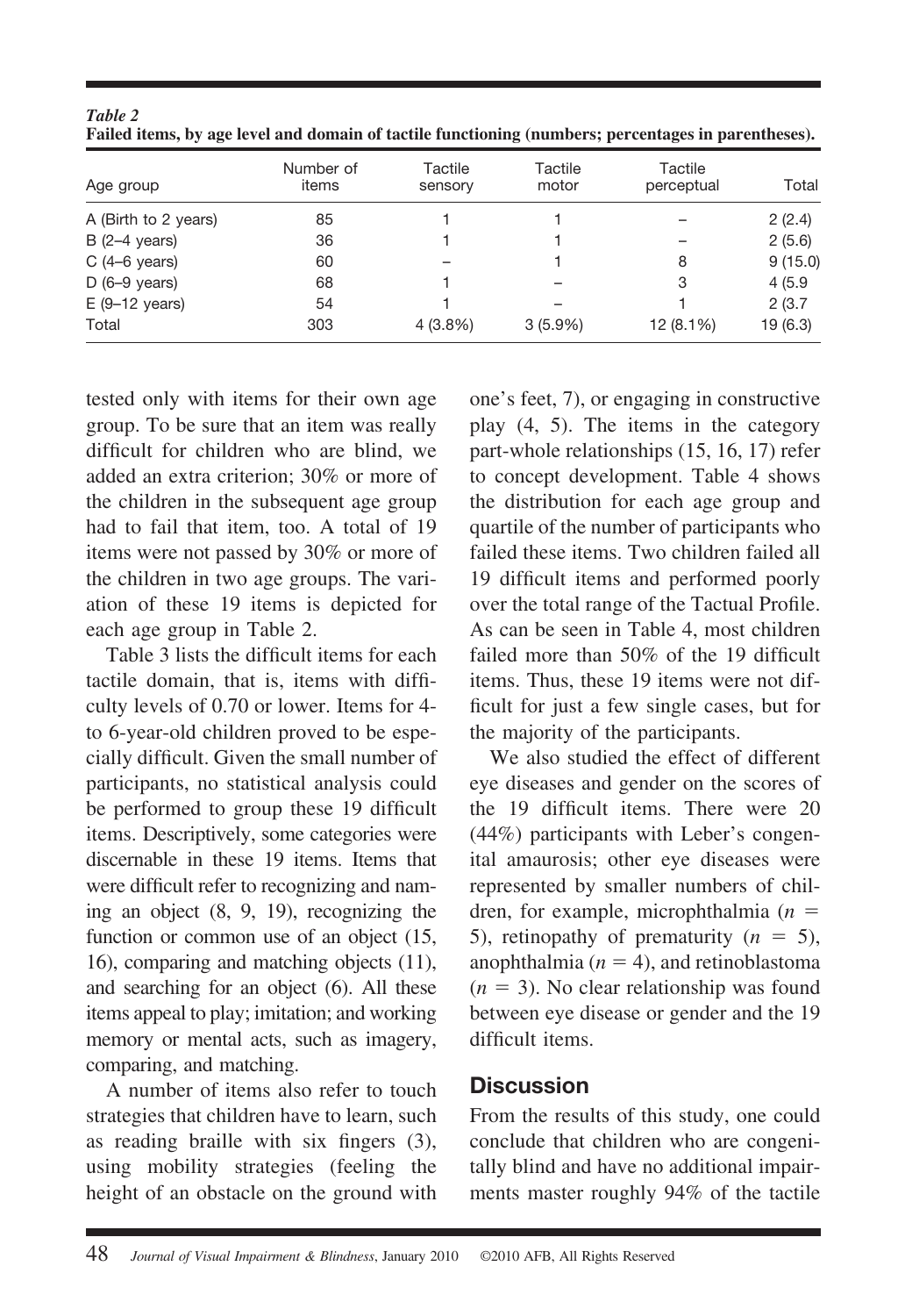*Table 2*
**Failed items, by age level and domain of tactile functioning (numbers; percentages in parentheses).**

| Age group | Number of items | Tactile sensory | Tactile motor | Tactile perceptual | Total |
|---|---|---|---|---|---|
| A (Birth to 2 years) | 85 | 1 | 1 | – | 2 (2.4) |
| B (2–4 years) | 36 | 1 | 1 | – | 2 (5.6) |
| C (4–6 years) | 60 | – | 1 | 8 | 9 (15.0) |
| D (6–9 years) | 68 | 1 | – | 3 | 4 (5.9 |
| E (9–12 years) | 54 | 1 | – | 1 | 2 (3.7 |
| Total | 303 | 4 (3.8%) | 3 (5.9%) | 12 (8.1%) | 19 (6.3) |

tested only with items for their own age group. To be sure that an item was really difficult for children who are blind, we added an extra criterion; 30% or more of the children in the subsequent age group had to fail that item, too. A total of 19 items were not passed by 30% or more of the children in two age groups. The variation of these 19 items is depicted for each age group in Table 2.

Table 3 lists the difficult items for each tactile domain, that is, items with difficulty levels of 0.70 or lower. Items for 4- to 6-year-old children proved to be especially difficult. Given the small number of participants, no statistical analysis could be performed to group these 19 difficult items. Descriptively, some categories were discernable in these 19 items. Items that were difficult refer to recognizing and naming an object (8, 9, 19), recognizing the function or common use of an object (15, 16), comparing and matching objects (11), and searching for an object (6). All these items appeal to play; imitation; and working memory or mental acts, such as imagery, comparing, and matching.

A number of items also refer to touch strategies that children have to learn, such as reading braille with six fingers (3), using mobility strategies (feeling the height of an obstacle on the ground with one's feet, 7), or engaging in constructive play (4, 5). The items in the category part-whole relationships (15, 16, 17) refer to concept development. Table 4 shows the distribution for each age group and quartile of the number of participants who failed these items. Two children failed all 19 difficult items and performed poorly over the total range of the Tactual Profile. As can be seen in Table 4, most children failed more than 50% of the 19 difficult items. Thus, these 19 items were not difficult for just a few single cases, but for the majority of the participants.

We also studied the effect of different eye diseases and gender on the scores of the 19 difficult items. There were 20 (44%) participants with Leber's congenital amaurosis; other eye diseases were represented by smaller numbers of children, for example, microphthalmia ($n$ = 5), retinopathy of prematurity ($n$ = 5), anophthalmia ($n$ = 4), and retinoblastoma ($n$ = 3). No clear relationship was found between eye disease or gender and the 19 difficult items.

## Discussion

From the results of this study, one could conclude that children who are congenitally blind and have no additional impairments master roughly 94% of the tactile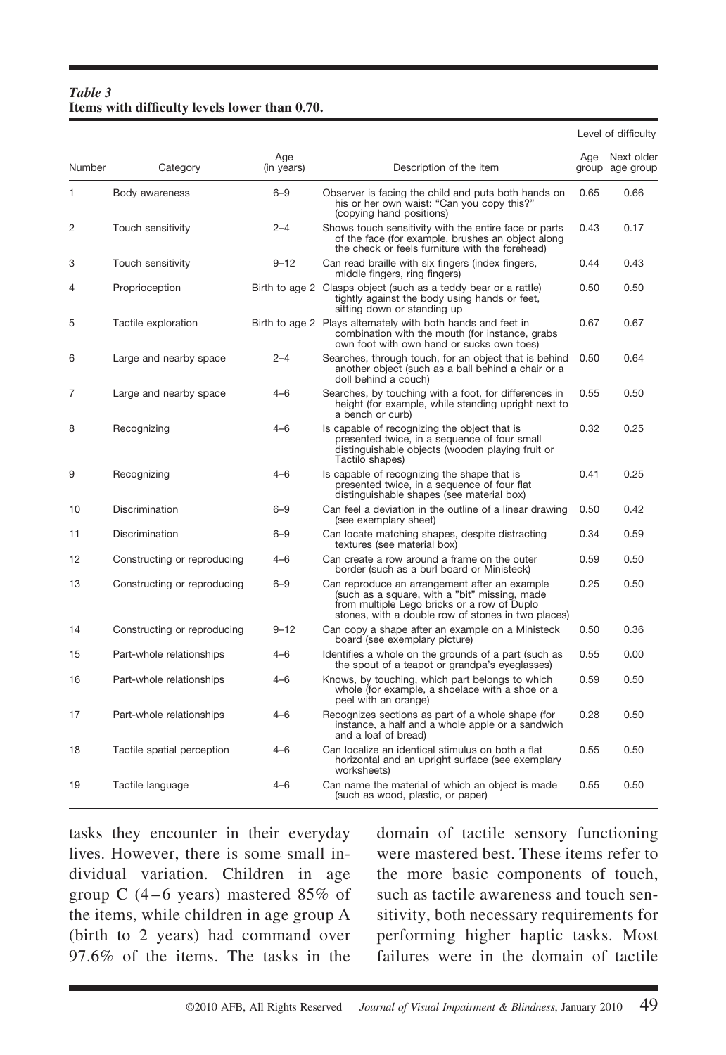*Table 3*
**Items with difficulty levels lower than 0.70.**

| Number | Category | Age (in years) | Description of the item | Level of difficulty | |
|---|---|---|---|---|---|
| | | | | Age group | Next older age group |
| 1 | Body awareness | 6–9 | Observer is facing the child and puts both hands on his or her own waist: "Can you copy this?" (copying hand positions) | 0.65 | 0.66 |
| 2 | Touch sensitivity | 2–4 | Shows touch sensitivity with the entire face or parts of the face (for example, brushes an object along the check or feels furniture with the forehead) | 0.43 | 0.17 |
| 3 | Touch sensitivity | 9–12 | Can read braille with six fingers (index fingers, middle fingers, ring fingers) | 0.44 | 0.43 |
| 4 | Proprioception | Birth to age 2 | Clasps object (such as a teddy bear or a rattle) tightly against the body using hands or feet, sitting down or standing up | 0.50 | 0.50 |
| 5 | Tactile exploration | Birth to age 2 | Plays alternately with both hands and feet in combination with the mouth (for instance, grabs own foot with own hand or sucks own toes) | 0.67 | 0.67 |
| 6 | Large and nearby space | 2–4 | Searches, through touch, for an object that is behind another object (such as a ball behind a chair or a doll behind a couch) | 0.50 | 0.64 |
| 7 | Large and nearby space | 4–6 | Searches, by touching with a foot, for differences in height (for example, while standing upright next to a bench or curb) | 0.55 | 0.50 |
| 8 | Recognizing | 4–6 | Is capable of recognizing the object that is presented twice, in a sequence of four small distinguishable objects (wooden playing fruit or Tactilo shapes) | 0.32 | 0.25 |
| 9 | Recognizing | 4–6 | Is capable of recognizing the shape that is presented twice, in a sequence of four flat distinguishable shapes (see material box) | 0.41 | 0.25 |
| 10 | Discrimination | 6–9 | Can feel a deviation in the outline of a linear drawing (see exemplary sheet) | 0.50 | 0.42 |
| 11 | Discrimination | 6–9 | Can locate matching shapes, despite distracting textures (see material box) | 0.34 | 0.59 |
| 12 | Constructing or reproducing | 4–6 | Can create a row around a frame on the outer border (such as a burl board or Ministeck) | 0.59 | 0.50 |
| 13 | Constructing or reproducing | 6–9 | Can reproduce an arrangement after an example (such as a square, with a "bit" missing, made from multiple Lego bricks or a row of Duplo stones, with a double row of stones in two places) | 0.25 | 0.50 |
| 14 | Constructing or reproducing | 9–12 | Can copy a shape after an example on a Ministeck board (see exemplary picture) | 0.50 | 0.36 |
| 15 | Part-whole relationships | 4–6 | Identifies a whole on the grounds of a part (such as the spout of a teapot or grandpa's eyeglasses) | 0.55 | 0.00 |
| 16 | Part-whole relationships | 4–6 | Knows, by touching, which part belongs to which whole (for example, a shoelace with a shoe or a peel with an orange) | 0.59 | 0.50 |
| 17 | Part-whole relationships | 4–6 | Recognizes sections as part of a whole shape (for instance, a half and a whole apple or a sandwich and a loaf of bread) | 0.28 | 0.50 |
| 18 | Tactile spatial perception | 4–6 | Can localize an identical stimulus on both a flat horizontal and an upright surface (see exemplary worksheets) | 0.55 | 0.50 |
| 19 | Tactile language | 4–6 | Can name the material of which an object is made (such as wood, plastic, or paper) | 0.55 | 0.50 |

tasks they encounter in their everyday lives. However, there is some small individual variation. Children in age group C (4–6 years) mastered 85% of the items, while children in age group A (birth to 2 years) had command over 97.6% of the items. The tasks in the domain of tactile sensory functioning were mastered best. These items refer to the more basic components of touch, such as tactile awareness and touch sensitivity, both necessary requirements for performing higher haptic tasks. Most failures were in the domain of tactile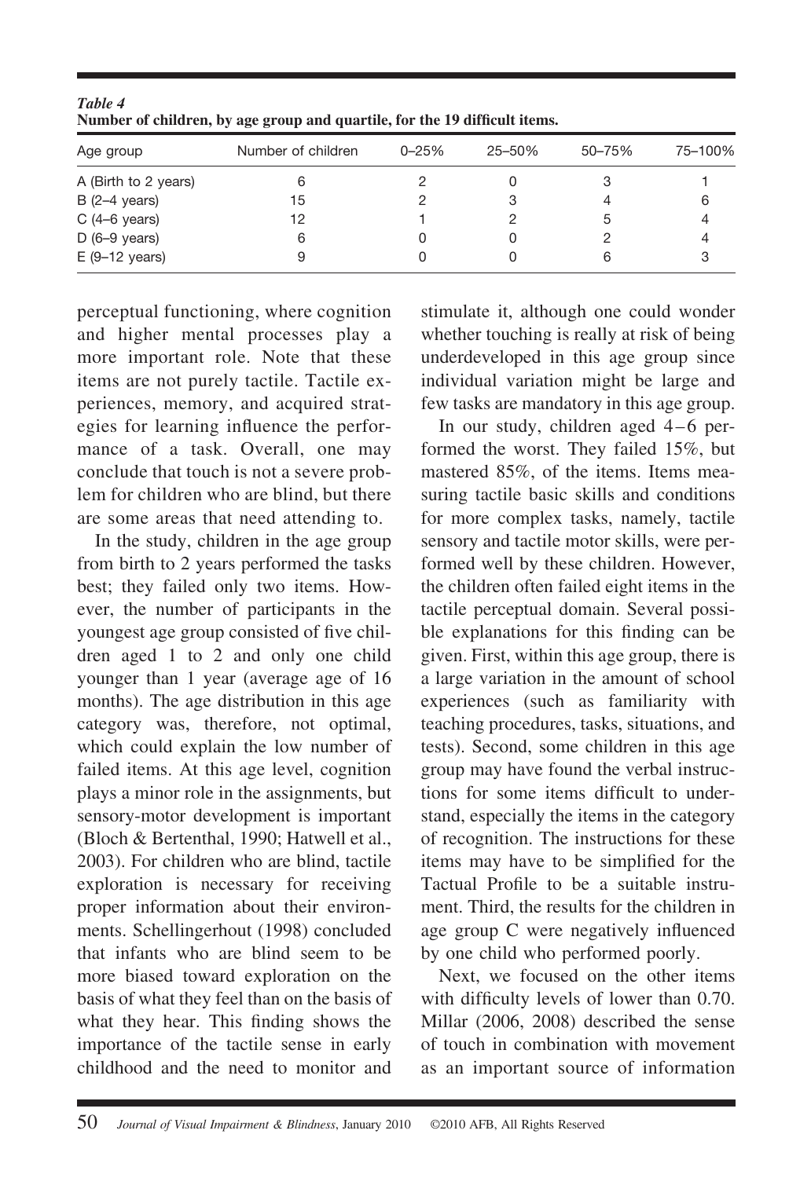*Table 4*
**Number of children, by age group and quartile, for the 19 difficult items.**

| Age group | Number of children | 0–25% | 25–50% | 50–75% | 75–100% |
|---|---|---|---|---|---|
| A (Birth to 2 years) | 6 | 2 | 0 | 3 | 1 |
| B (2–4 years) | 15 | 2 | 3 | 4 | 6 |
| C (4–6 years) | 12 | 1 | 2 | 5 | 4 |
| D (6–9 years) | 6 | 0 | 0 | 2 | 4 |
| E (9–12 years) | 9 | 0 | 0 | 6 | 3 |

perceptual functioning, where cognition and higher mental processes play a more important role. Note that these items are not purely tactile. Tactile experiences, memory, and acquired strategies for learning influence the performance of a task. Overall, one may conclude that touch is not a severe problem for children who are blind, but there are some areas that need attending to.

In the study, children in the age group from birth to 2 years performed the tasks best; they failed only two items. However, the number of participants in the youngest age group consisted of five children aged 1 to 2 and only one child younger than 1 year (average age of 16 months). The age distribution in this age category was, therefore, not optimal, which could explain the low number of failed items. At this age level, cognition plays a minor role in the assignments, but sensory-motor development is important (Bloch & Bertenthal, 1990; Hatwell et al., 2003). For children who are blind, tactile exploration is necessary for receiving proper information about their environments. Schellingerhout (1998) concluded that infants who are blind seem to be more biased toward exploration on the basis of what they feel than on the basis of what they hear. This finding shows the importance of the tactile sense in early childhood and the need to monitor and stimulate it, although one could wonder whether touching is really at risk of being underdeveloped in this age group since individual variation might be large and few tasks are mandatory in this age group.

In our study, children aged 4–6 performed the worst. They failed 15%, but mastered 85%, of the items. Items measuring tactile basic skills and conditions for more complex tasks, namely, tactile sensory and tactile motor skills, were performed well by these children. However, the children often failed eight items in the tactile perceptual domain. Several possible explanations for this finding can be given. First, within this age group, there is a large variation in the amount of school experiences (such as familiarity with teaching procedures, tasks, situations, and tests). Second, some children in this age group may have found the verbal instructions for some items difficult to understand, especially the items in the category of recognition. The instructions for these items may have to be simplified for the Tactual Profile to be a suitable instrument. Third, the results for the children in age group C were negatively influenced by one child who performed poorly.

Next, we focused on the other items with difficulty levels of lower than 0.70. Millar (2006, 2008) described the sense of touch in combination with movement as an important source of information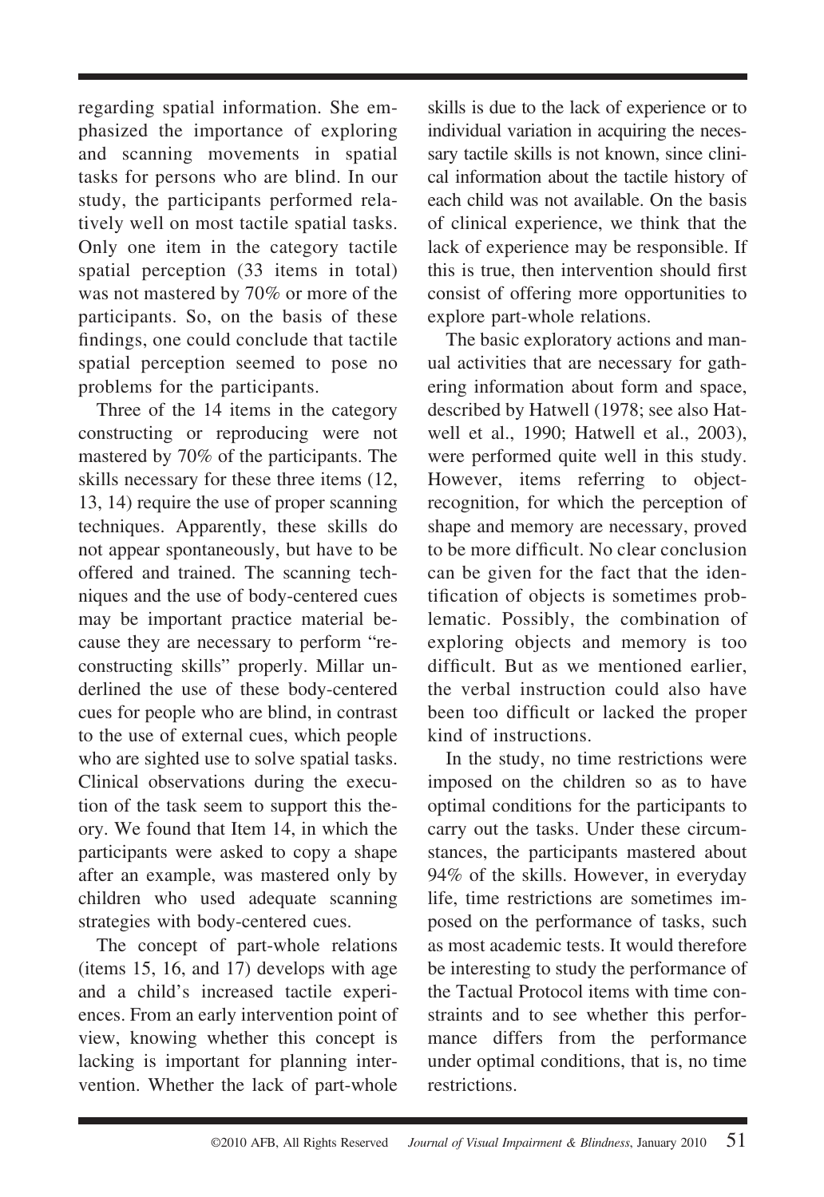regarding spatial information. She emphasized the importance of exploring and scanning movements in spatial tasks for persons who are blind. In our study, the participants performed relatively well on most tactile spatial tasks. Only one item in the category tactile spatial perception (33 items in total) was not mastered by 70% or more of the participants. So, on the basis of these findings, one could conclude that tactile spatial perception seemed to pose no problems for the participants.

Three of the 14 items in the category constructing or reproducing were not mastered by 70% of the participants. The skills necessary for these three items (12, 13, 14) require the use of proper scanning techniques. Apparently, these skills do not appear spontaneously, but have to be offered and trained. The scanning techniques and the use of body-centered cues may be important practice material because they are necessary to perform "reconstructing skills" properly. Millar underlined the use of these body-centered cues for people who are blind, in contrast to the use of external cues, which people who are sighted use to solve spatial tasks. Clinical observations during the execution of the task seem to support this theory. We found that Item 14, in which the participants were asked to copy a shape after an example, was mastered only by children who used adequate scanning strategies with body-centered cues.

The concept of part-whole relations (items 15, 16, and 17) develops with age and a child's increased tactile experiences. From an early intervention point of view, knowing whether this concept is lacking is important for planning intervention. Whether the lack of part-whole skills is due to the lack of experience or to individual variation in acquiring the necessary tactile skills is not known, since clinical information about the tactile history of each child was not available. On the basis of clinical experience, we think that the lack of experience may be responsible. If this is true, then intervention should first consist of offering more opportunities to explore part-whole relations.

The basic exploratory actions and manual activities that are necessary for gathering information about form and space, described by Hatwell (1978; see also Hatwell et al., 1990; Hatwell et al., 2003), were performed quite well in this study. However, items referring to object-recognition, for which the perception of shape and memory are necessary, proved to be more difficult. No clear conclusion can be given for the fact that the identification of objects is sometimes problematic. Possibly, the combination of exploring objects and memory is too difficult. But as we mentioned earlier, the verbal instruction could also have been too difficult or lacked the proper kind of instructions.

In the study, no time restrictions were imposed on the children so as to have optimal conditions for the participants to carry out the tasks. Under these circumstances, the participants mastered about 94% of the skills. However, in everyday life, time restrictions are sometimes imposed on the performance of tasks, such as most academic tests. It would therefore be interesting to study the performance of the Tactual Protocol items with time constraints and to see whether this performance differs from the performance under optimal conditions, that is, no time restrictions.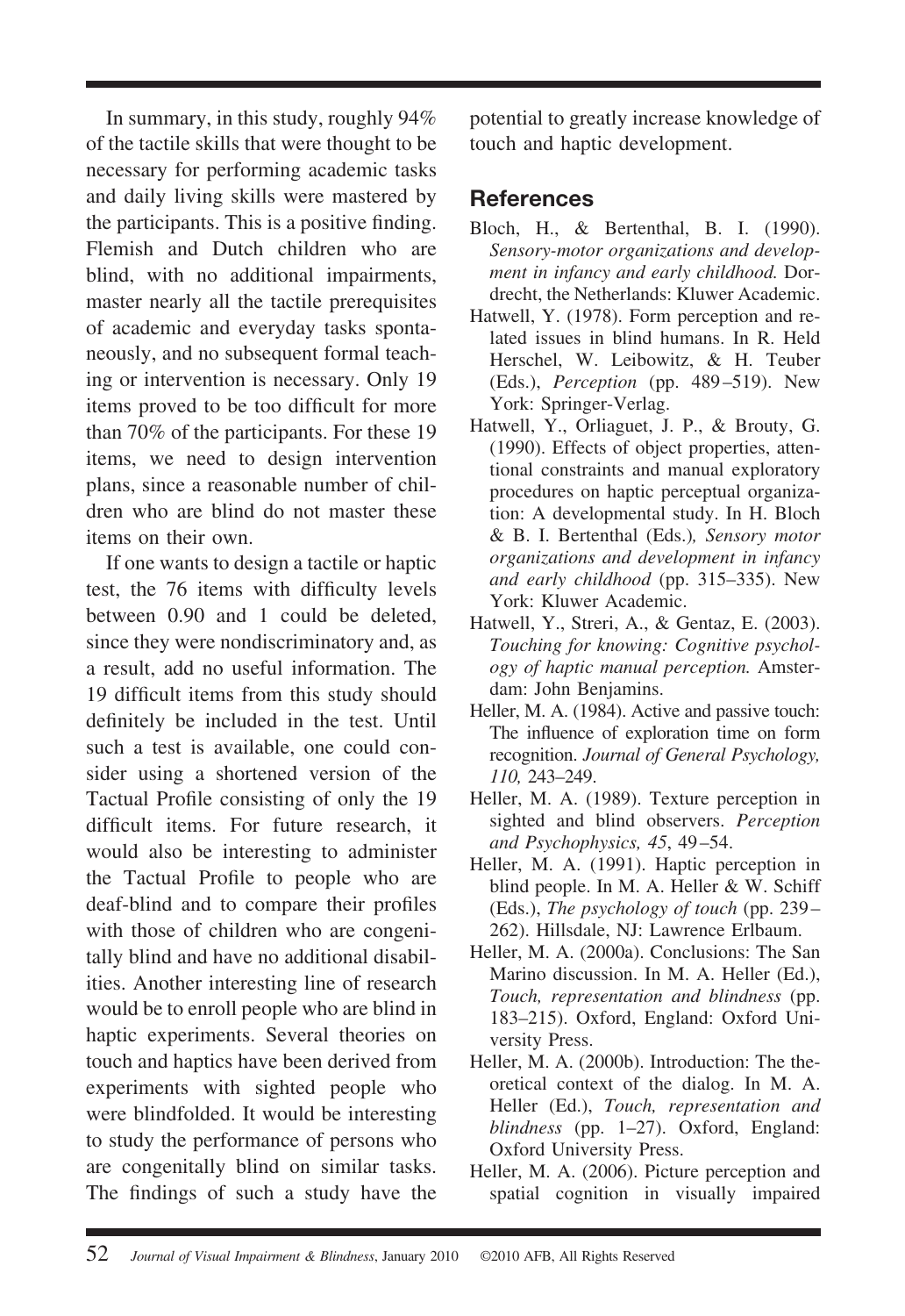In summary, in this study, roughly 94% of the tactile skills that were thought to be necessary for performing academic tasks and daily living skills were mastered by the participants. This is a positive finding. Flemish and Dutch children who are blind, with no additional impairments, master nearly all the tactile prerequisites of academic and everyday tasks spontaneously, and no subsequent formal teaching or intervention is necessary. Only 19 items proved to be too difficult for more than 70% of the participants. For these 19 items, we need to design intervention plans, since a reasonable number of children who are blind do not master these items on their own.

If one wants to design a tactile or haptic test, the 76 items with difficulty levels between 0.90 and 1 could be deleted, since they were nondiscriminatory and, as a result, add no useful information. The 19 difficult items from this study should definitely be included in the test. Until such a test is available, one could consider using a shortened version of the Tactual Profile consisting of only the 19 difficult items. For future research, it would also be interesting to administer the Tactual Profile to people who are deaf-blind and to compare their profiles with those of children who are congenitally blind and have no additional disabilities. Another interesting line of research would be to enroll people who are blind in haptic experiments. Several theories on touch and haptics have been derived from experiments with sighted people who were blindfolded. It would be interesting to study the performance of persons who are congenitally blind on similar tasks. The findings of such a study have the potential to greatly increase knowledge of touch and haptic development.

## References

Bloch, H., & Bertenthal, B. I. (1990). *Sensory-motor organizations and development in infancy and early childhood.* Dordrecht, the Netherlands: Kluwer Academic.

Hatwell, Y. (1978). Form perception and related issues in blind humans. In R. Held Herschel, W. Leibowitz, & H. Teuber (Eds.), *Perception* (pp. 489–519). New York: Springer-Verlag.

Hatwell, Y., Orliaguet, J. P., & Brouty, G. (1990). Effects of object properties, attentional constraints and manual exploratory procedures on haptic perceptual organization: A developmental study. In H. Bloch & B. I. Bertenthal (Eds.)*, Sensory motor organizations and development in infancy and early childhood* (pp. 315–335). New York: Kluwer Academic.

Hatwell, Y., Streri, A., & Gentaz, E. (2003). *Touching for knowing: Cognitive psychology of haptic manual perception.* Amsterdam: John Benjamins.

Heller, M. A. (1984). Active and passive touch: The influence of exploration time on form recognition. *Journal of General Psychology, 110,* 243–249.

Heller, M. A. (1989). Texture perception in sighted and blind observers. *Perception and Psychophysics, 45*, 49–54.

Heller, M. A. (1991). Haptic perception in blind people. In M. A. Heller & W. Schiff (Eds.), *The psychology of touch* (pp. 239–262). Hillsdale, NJ: Lawrence Erlbaum.

Heller, M. A. (2000a). Conclusions: The San Marino discussion. In M. A. Heller (Ed.), *Touch, representation and blindness* (pp. 183–215). Oxford, England: Oxford University Press.

Heller, M. A. (2000b). Introduction: The theoretical context of the dialog. In M. A. Heller (Ed.), *Touch, representation and blindness* (pp. 1–27). Oxford, England: Oxford University Press.

Heller, M. A. (2006). Picture perception and spatial cognition in visually impaired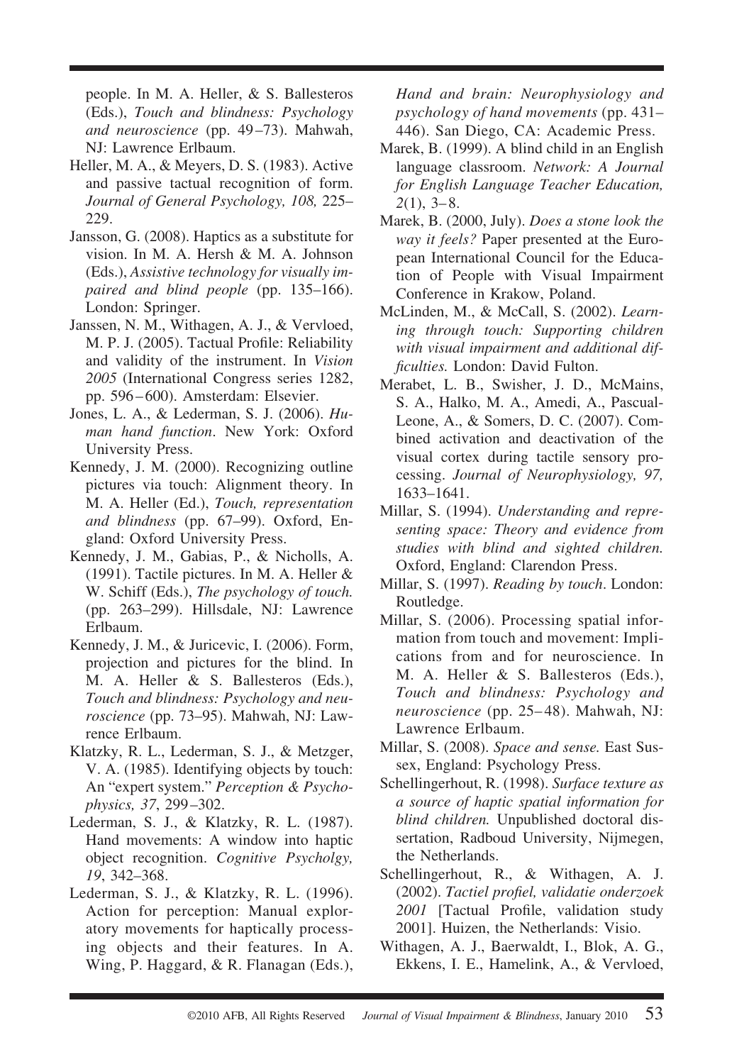people. In M. A. Heller, & S. Ballesteros (Eds.), *Touch and blindness: Psychology and neuroscience* (pp. 49–73). Mahwah, NJ: Lawrence Erlbaum.

Heller, M. A., & Meyers, D. S. (1983). Active and passive tactual recognition of form. *Journal of General Psychology, 108,* 225–229.

Jansson, G. (2008). Haptics as a substitute for vision. In M. A. Hersh & M. A. Johnson (Eds.), *Assistive technology for visually impaired and blind people* (pp. 135–166). London: Springer.

Janssen, N. M., Withagen, A. J., & Vervloed, M. P. J. (2005). Tactual Profile: Reliability and validity of the instrument. In *Vision 2005* (International Congress series 1282, pp. 596–600). Amsterdam: Elsevier.

Jones, L. A., & Lederman, S. J. (2006). *Human hand function*. New York: Oxford University Press.

Kennedy, J. M. (2000). Recognizing outline pictures via touch: Alignment theory. In M. A. Heller (Ed.), *Touch, representation and blindness* (pp. 67–99). Oxford, England: Oxford University Press.

Kennedy, J. M., Gabias, P., & Nicholls, A. (1991). Tactile pictures. In M. A. Heller & W. Schiff (Eds.), *The psychology of touch.* (pp. 263–299). Hillsdale, NJ: Lawrence Erlbaum.

Kennedy, J. M., & Juricevic, I. (2006). Form, projection and pictures for the blind. In M. A. Heller & S. Ballesteros (Eds.), *Touch and blindness: Psychology and neuroscience* (pp. 73–95). Mahwah, NJ: Lawrence Erlbaum.

Klatzky, R. L., Lederman, S. J., & Metzger, V. A. (1985). Identifying objects by touch: An "expert system." *Perception & Psychophysics, 37*, 299–302.

Lederman, S. J., & Klatzky, R. L. (1987). Hand movements: A window into haptic object recognition. *Cognitive Psycholgy, 19*, 342–368.

Lederman, S. J., & Klatzky, R. L. (1996). Action for perception: Manual exploratory movements for haptically processing objects and their features. In A. Wing, P. Haggard, & R. Flanagan (Eds.), *Hand and brain: Neurophysiology and psychology of hand movements* (pp. 431–446). San Diego, CA: Academic Press.

Marek, B. (1999). A blind child in an English language classroom. *Network: A Journal for English Language Teacher Education, 2*(1), 3–8.

Marek, B. (2000, July). *Does a stone look the way it feels?* Paper presented at the European International Council for the Education of People with Visual Impairment Conference in Krakow, Poland.

McLinden, M., & McCall, S. (2002). *Learning through touch: Supporting children with visual impairment and additional difficulties.* London: David Fulton.

Merabet, L. B., Swisher, J. D., McMains, S. A., Halko, M. A., Amedi, A., Pascual-Leone, A., & Somers, D. C. (2007). Combined activation and deactivation of the visual cortex during tactile sensory processing. *Journal of Neurophysiology, 97,* 1633–1641.

Millar, S. (1994). *Understanding and representing space: Theory and evidence from studies with blind and sighted children.* Oxford, England: Clarendon Press.

Millar, S. (1997). *Reading by touch*. London: Routledge.

Millar, S. (2006). Processing spatial information from touch and movement: Implications from and for neuroscience. In M. A. Heller & S. Ballesteros (Eds.), *Touch and blindness: Psychology and neuroscience* (pp. 25–48). Mahwah, NJ: Lawrence Erlbaum.

Millar, S. (2008). *Space and sense.* East Sussex, England: Psychology Press.

Schellingerhout, R. (1998). *Surface texture as a source of haptic spatial information for blind children.* Unpublished doctoral dissertation, Radboud University, Nijmegen, the Netherlands.

Schellingerhout, R., & Withagen, A. J. (2002). *Tactiel profiel, validatie onderzoek 2001* [Tactual Profile, validation study 2001]. Huizen, the Netherlands: Visio.

Withagen, A. J., Baerwaldt, I., Blok, A. G., Ekkens, I. E., Hamelink, A., & Vervloed,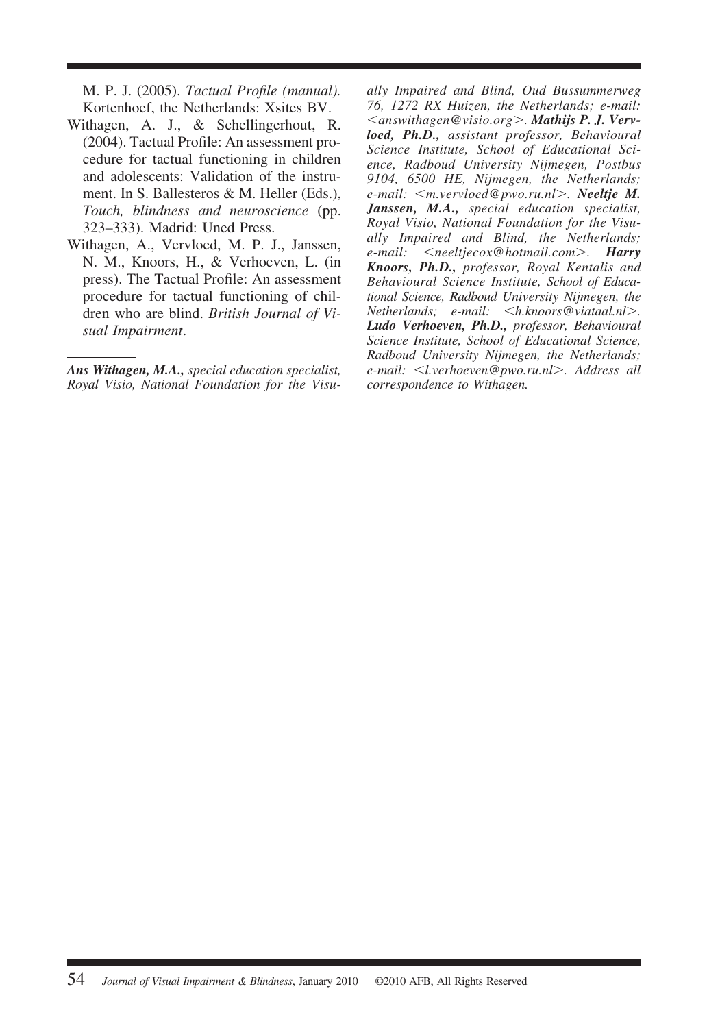M. P. J. (2005). *Tactual Profile (manual).* Kortenhoef, the Netherlands: Xsites BV.

Withagen, A. J., & Schellingerhout, R. (2004). Tactual Profile: An assessment procedure for tactual functioning in children and adolescents: Validation of the instrument. In S. Ballesteros & M. Heller (Eds.), *Touch, blindness and neuroscience* (pp. 323–333). Madrid: Uned Press.

Withagen, A., Vervloed, M. P. J., Janssen, N. M., Knoors, H., & Verhoeven, L. (in press). The Tactual Profile: An assessment procedure for tactual functioning of children who are blind. *British Journal of Visual Impairment*.

---

***Ans Withagen, M.A.,*** *special education specialist, Royal Visio, National Foundation for the Visually Impaired and Blind, Oud Bussummerweg 76, 1272 RX Huizen, the Netherlands; e-mail: <answithagen@visio.org>.* ***Mathijs P. J. Vervloed, Ph.D.,*** *assistant professor, Behavioural Science Institute, School of Educational Science, Radboud University Nijmegen, Postbus 9104, 6500 HE, Nijmegen, the Netherlands; e-mail: <m.vervloed@pwo.ru.nl>.* ***Neeltje M. Janssen, M.A.,*** *special education specialist, Royal Visio, National Foundation for the Visually Impaired and Blind, the Netherlands; e-mail: <neeltjecox@hotmail.com>.* ***Harry Knoors, Ph.D.,*** *professor, Royal Kentalis and Behavioural Science Institute, School of Educational Science, Radboud University Nijmegen, the Netherlands; e-mail: <h.knoors@viataal.nl>.* ***Ludo Verhoeven, Ph.D.,*** *professor, Behavioural Science Institute, School of Educational Science, Radboud University Nijmegen, the Netherlands; e-mail: <l.verhoeven@pwo.ru.nl>. Address all correspondence to Withagen.*